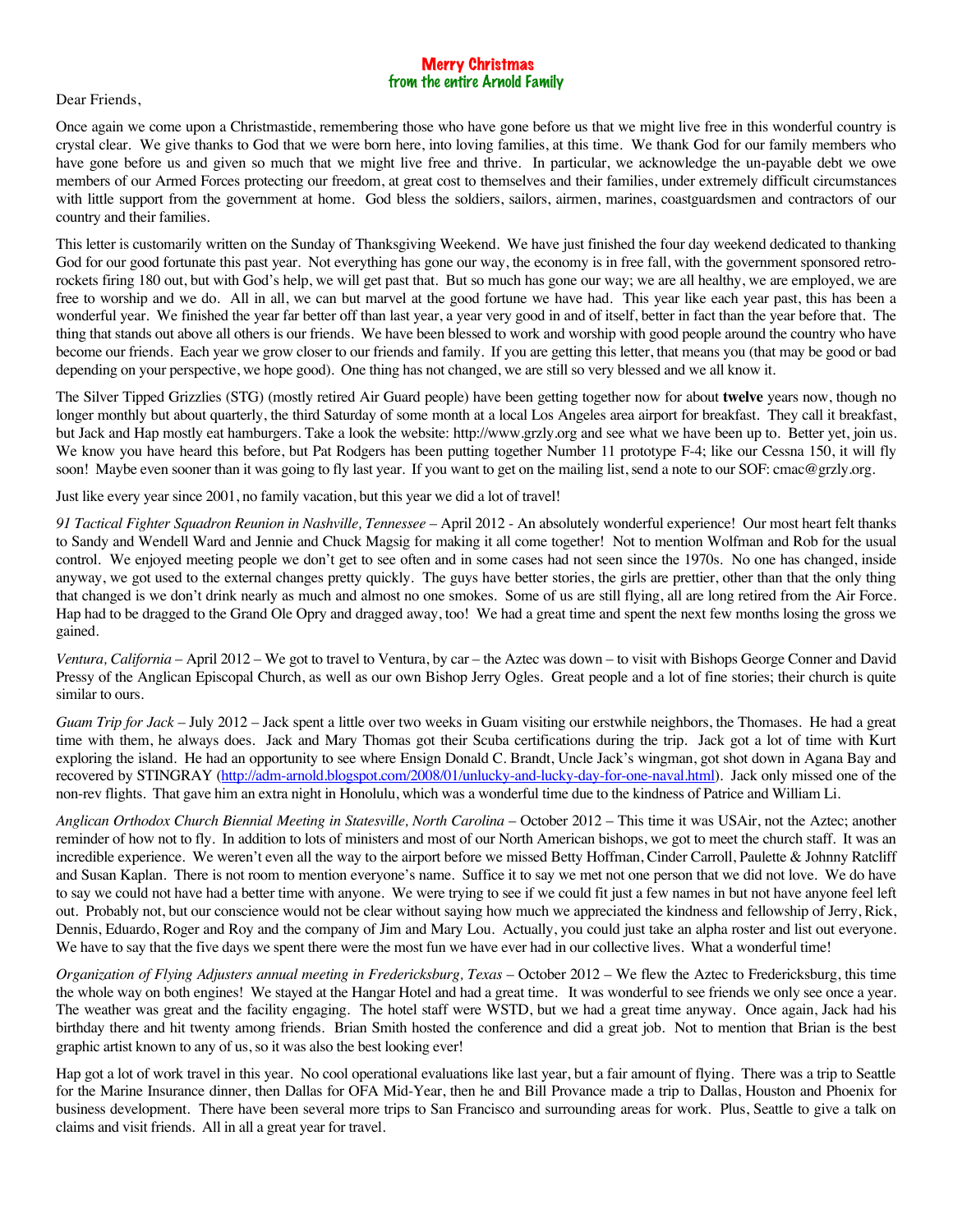**Merry Christmas**
**from the entire Arnold Family**

Dear Friends,

Once again we come upon a Christmastide, remembering those who have gone before us that we might live free in this wonderful country is crystal clear. We give thanks to God that we were born here, into loving families, at this time. We thank God for our family members who have gone before us and given so much that we might live free and thrive. In particular, we acknowledge the un-payable debt we owe members of our Armed Forces protecting our freedom, at great cost to themselves and their families, under extremely difficult circumstances with little support from the government at home. God bless the soldiers, sailors, airmen, marines, coastguardsmen and contractors of our country and their families.

This letter is customarily written on the Sunday of Thanksgiving Weekend. We have just finished the four day weekend dedicated to thanking God for our good fortunate this past year. Not everything has gone our way, the economy is in free fall, with the government sponsored retro-rockets firing 180 out, but with God's help, we will get past that. But so much has gone our way; we are all healthy, we are employed, we are free to worship and we do. All in all, we can but marvel at the good fortune we have had. This year like each year past, this has been a wonderful year. We finished the year far better off than last year, a year very good in and of itself, better in fact than the year before that. The thing that stands out above all others is our friends. We have been blessed to work and worship with good people around the country who have become our friends. Each year we grow closer to our friends and family. If you are getting this letter, that means you (that may be good or bad depending on your perspective, we hope good). One thing has not changed, we are still so very blessed and we all know it.

The Silver Tipped Grizzlies (STG) (mostly retired Air Guard people) have been getting together now for about **twelve** years now, though no longer monthly but about quarterly, the third Saturday of some month at a local Los Angeles area airport for breakfast. They call it breakfast, but Jack and Hap mostly eat hamburgers. Take a look the website: http://www.grzly.org and see what we have been up to. Better yet, join us. We know you have heard this before, but Pat Rodgers has been putting together Number 11 prototype F-4; like our Cessna 150, it will fly soon! Maybe even sooner than it was going to fly last year. If you want to get on the mailing list, send a note to our SOF: cmac@grzly.org.

Just like every year since 2001, no family vacation, but this year we did a lot of travel!

*91 Tactical Fighter Squadron Reunion in Nashville, Tennessee* – April 2012 - An absolutely wonderful experience! Our most heart felt thanks to Sandy and Wendell Ward and Jennie and Chuck Magsig for making it all come together! Not to mention Wolfman and Rob for the usual control. We enjoyed meeting people we don't get to see often and in some cases had not seen since the 1970s. No one has changed, inside anyway, we got used to the external changes pretty quickly. The guys have better stories, the girls are prettier, other than that the only thing that changed is we don't drink nearly as much and almost no one smokes. Some of us are still flying, all are long retired from the Air Force. Hap had to be dragged to the Grand Ole Opry and dragged away, too! We had a great time and spent the next few months losing the gross we gained.

*Ventura, California* – April 2012 – We got to travel to Ventura, by car – the Aztec was down – to visit with Bishops George Conner and David Pressy of the Anglican Episcopal Church, as well as our own Bishop Jerry Ogles. Great people and a lot of fine stories; their church is quite similar to ours.

*Guam Trip for Jack* – July 2012 – Jack spent a little over two weeks in Guam visiting our erstwhile neighbors, the Thomases. He had a great time with them, he always does. Jack and Mary Thomas got their Scuba certifications during the trip. Jack got a lot of time with Kurt exploring the island. He had an opportunity to see where Ensign Donald C. Brandt, Uncle Jack's wingman, got shot down in Agana Bay and recovered by STINGRAY (http://adm-arnold.blogspot.com/2008/01/unlucky-and-lucky-day-for-one-naval.html). Jack only missed one of the non-rev flights. That gave him an extra night in Honolulu, which was a wonderful time due to the kindness of Patrice and William Li.

*Anglican Orthodox Church Biennial Meeting in Statesville, North Carolina* – October 2012 – This time it was USAir, not the Aztec; another reminder of how not to fly. In addition to lots of ministers and most of our North American bishops, we got to meet the church staff. It was an incredible experience. We weren't even all the way to the airport before we missed Betty Hoffman, Cinder Carroll, Paulette & Johnny Ratcliff and Susan Kaplan. There is not room to mention everyone's name. Suffice it to say we met not one person that we did not love. We do have to say we could not have had a better time with anyone. We were trying to see if we could fit just a few names in but not have anyone feel left out. Probably not, but our conscience would not be clear without saying how much we appreciated the kindness and fellowship of Jerry, Rick, Dennis, Eduardo, Roger and Roy and the company of Jim and Mary Lou. Actually, you could just take an alpha roster and list out everyone. We have to say that the five days we spent there were the most fun we have ever had in our collective lives. What a wonderful time!

*Organization of Flying Adjusters annual meeting in Fredericksburg, Texas* – October 2012 – We flew the Aztec to Fredericksburg, this time the whole way on both engines! We stayed at the Hangar Hotel and had a great time. It was wonderful to see friends we only see once a year. The weather was great and the facility engaging. The hotel staff were WSTD, but we had a great time anyway. Once again, Jack had his birthday there and hit twenty among friends. Brian Smith hosted the conference and did a great job. Not to mention that Brian is the best graphic artist known to any of us, so it was also the best looking ever!

Hap got a lot of work travel in this year. No cool operational evaluations like last year, but a fair amount of flying. There was a trip to Seattle for the Marine Insurance dinner, then Dallas for OFA Mid-Year, then he and Bill Provance made a trip to Dallas, Houston and Phoenix for business development. There have been several more trips to San Francisco and surrounding areas for work. Plus, Seattle to give a talk on claims and visit friends. All in all a great year for travel.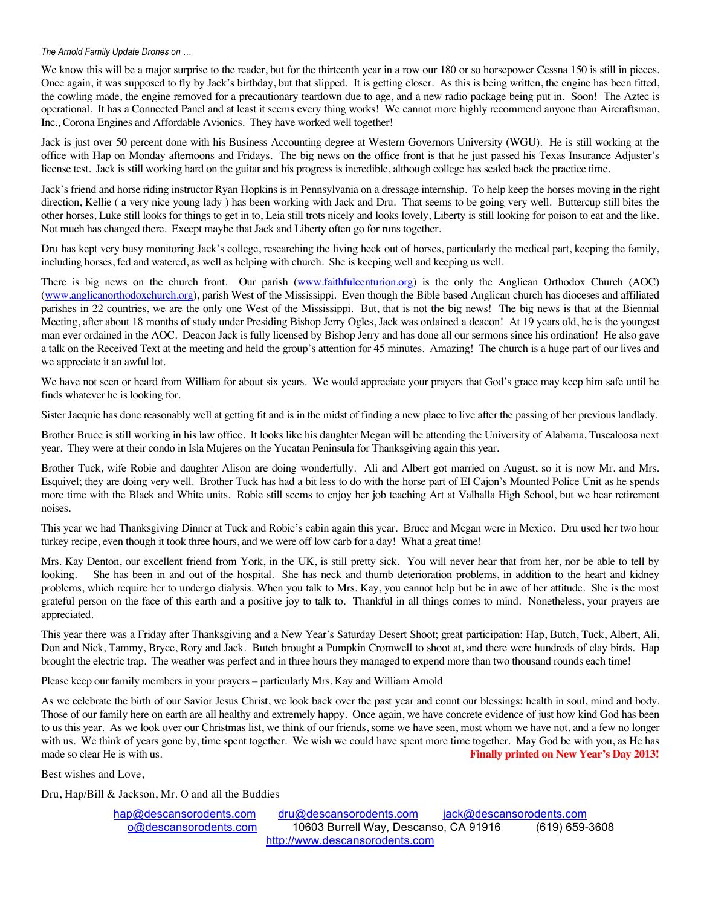*The Arnold Family Update Drones on …*

We know this will be a major surprise to the reader, but for the thirteenth year in a row our 180 or so horsepower Cessna 150 is still in pieces. Once again, it was supposed to fly by Jack's birthday, but that slipped. It is getting closer. As this is being written, the engine has been fitted, the cowling made, the engine removed for a precautionary teardown due to age, and a new radio package being put in. Soon! The Aztec is operational. It has a Connected Panel and at least it seems every thing works! We cannot more highly recommend anyone than Aircraftsman, Inc., Corona Engines and Affordable Avionics. They have worked well together!

Jack is just over 50 percent done with his Business Accounting degree at Western Governors University (WGU). He is still working at the office with Hap on Monday afternoons and Fridays. The big news on the office front is that he just passed his Texas Insurance Adjuster's license test. Jack is still working hard on the guitar and his progress is incredible, although college has scaled back the practice time.

Jack's friend and horse riding instructor Ryan Hopkins is in Pennsylvania on a dressage internship. To help keep the horses moving in the right direction, Kellie ( a very nice young lady ) has been working with Jack and Dru. That seems to be going very well. Buttercup still bites the other horses, Luke still looks for things to get in to, Leia still trots nicely and looks lovely, Liberty is still looking for poison to eat and the like. Not much has changed there. Except maybe that Jack and Liberty often go for runs together.

Dru has kept very busy monitoring Jack's college, researching the living heck out of horses, particularly the medical part, keeping the family, including horses, fed and watered, as well as helping with church. She is keeping well and keeping us well.

There is big news on the church front. Our parish (www.faithfulcenturion.org) is the only the Anglican Orthodox Church (AOC) (www.anglicanorthodoxchurch.org), parish West of the Mississippi. Even though the Bible based Anglican church has dioceses and affiliated parishes in 22 countries, we are the only one West of the Mississippi. But, that is not the big news! The big news is that at the Biennial Meeting, after about 18 months of study under Presiding Bishop Jerry Ogles, Jack was ordained a deacon! At 19 years old, he is the youngest man ever ordained in the AOC. Deacon Jack is fully licensed by Bishop Jerry and has done all our sermons since his ordination! He also gave a talk on the Received Text at the meeting and held the group's attention for 45 minutes. Amazing! The church is a huge part of our lives and we appreciate it an awful lot.

We have not seen or heard from William for about six years. We would appreciate your prayers that God's grace may keep him safe until he finds whatever he is looking for.

Sister Jacquie has done reasonably well at getting fit and is in the midst of finding a new place to live after the passing of her previous landlady.

Brother Bruce is still working in his law office. It looks like his daughter Megan will be attending the University of Alabama, Tuscaloosa next year. They were at their condo in Isla Mujeres on the Yucatan Peninsula for Thanksgiving again this year.

Brother Tuck, wife Robie and daughter Alison are doing wonderfully. Ali and Albert got married on August, so it is now Mr. and Mrs. Esquivel; they are doing very well. Brother Tuck has had a bit less to do with the horse part of El Cajon's Mounted Police Unit as he spends more time with the Black and White units. Robie still seems to enjoy her job teaching Art at Valhalla High School, but we hear retirement noises.

This year we had Thanksgiving Dinner at Tuck and Robie's cabin again this year. Bruce and Megan were in Mexico. Dru used her two hour turkey recipe, even though it took three hours, and we were off low carb for a day! What a great time!

Mrs. Kay Denton, our excellent friend from York, in the UK, is still pretty sick. You will never hear that from her, nor be able to tell by looking. She has been in and out of the hospital. She has neck and thumb deterioration problems, in addition to the heart and kidney problems, which require her to undergo dialysis. When you talk to Mrs. Kay, you cannot help but be in awe of her attitude. She is the most grateful person on the face of this earth and a positive joy to talk to. Thankful in all things comes to mind. Nonetheless, your prayers are appreciated.

This year there was a Friday after Thanksgiving and a New Year's Saturday Desert Shoot; great participation: Hap, Butch, Tuck, Albert, Ali, Don and Nick, Tammy, Bryce, Rory and Jack. Butch brought a Pumpkin Cromwell to shoot at, and there were hundreds of clay birds. Hap brought the electric trap. The weather was perfect and in three hours they managed to expend more than two thousand rounds each time!

Please keep our family members in your prayers – particularly Mrs. Kay and William Arnold

As we celebrate the birth of our Savior Jesus Christ, we look back over the past year and count our blessings: health in soul, mind and body. Those of our family here on earth are all healthy and extremely happy. Once again, we have concrete evidence of just how kind God has been to us this year. As we look over our Christmas list, we think of our friends, some we have seen, most whom we have not, and a few no longer with us. We think of years gone by, time spent together. We wish we could have spent more time together. May God be with you, as He has made so clear He is with us.

**Finally printed on New Year's Day 2013!**

Best wishes and Love,

Dru, Hap/Bill & Jackson, Mr. O and all the Buddies

hap@descansorodents.com dru@descansorodents.com jack@descansorodents.com
o@descansorodents.com 10603 Burrell Way, Descanso, CA 91916 (619) 659-3608
http://www.descansorodents.com